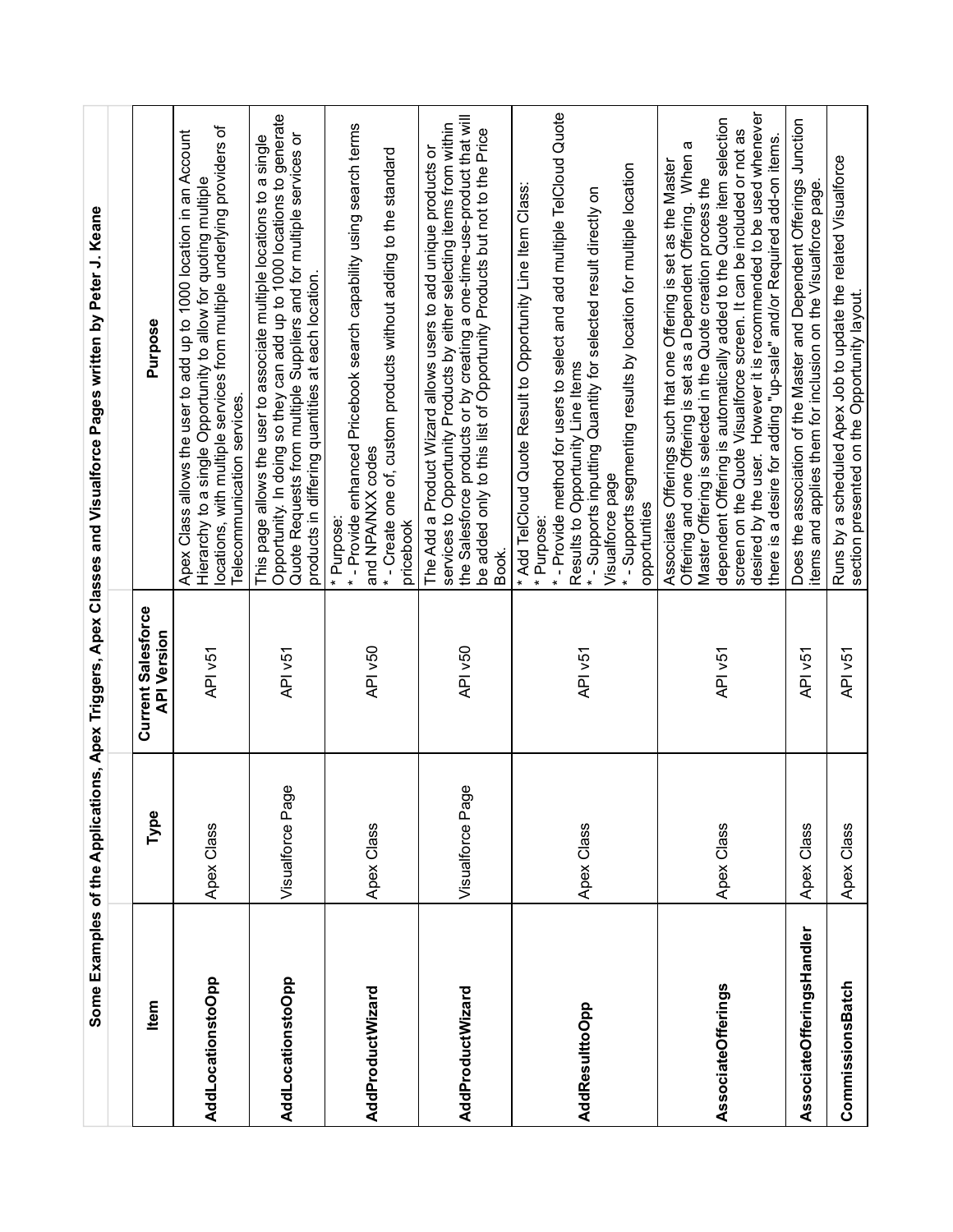# Some Examples of the Applications, Apex Triggers, Apex Classes and Visualforce Pages written by Peter J. Keane

| Item | Type | Current Salesforce API Version | Purpose |
|---|---|---|---|
| **AddLocationstoOpp** | Apex Class | API v51 | Apex Class allows the user to add up to 1000 location in an Account Hierarchy to a single Opportunity to allow for quoting multiple locations, with multiple services from multiple underlying providers of Telecommunication services. |
| **AddLocationstoOpp** | Visualforce Page | API v51 | This page allows the user to associate multiple locations to a single Opportunity. In doing so they can add up to 1000 locations to generate Quote Requests from multiple Suppliers and for multiple services or products in differing quantities at each location. |
| **AddProductWizard** | Apex Class | API v50 | * Purpose:<br>* - Provide enhanced Pricebook search capability using search terms and NPA/NXX codes<br>* - Create one of, custom products without adding to the standard pricebook |
| **AddProductWizard** | Visualforce Page | API v50 | The Add a Product Wizard allows users to add unique products or services to Opportunity Products by either selecting items from within the Salesforce products or by creating a one-time-use-product that will be added only to this list of Opportunity Products but not to the Price Book. |
| **AddResulttoOpp** | Apex Class | API v51 | * Add TelCloud Quote Result to Opportunity Line Item Class:<br>* Purpose:<br>* - Provide method for users to select and add multiple TelCloud Quote Results to Opportunity Line Items<br>* - Supports inputting Quantity for selected result directly on Visualforce page<br>* - Supports segmenting results by location for multiple location opportunties |
| **AssociateOfferings** | Apex Class | API v51 | Associates Offerings such that one Offering is set as the Master Offering and one Offering is set as a Dependent Offering. When a Master Offering is selected in the Quote creation process the dependent Offering is automatically added to the Quote item selection screen on the Quote Visualforce screen. It can be included or not as desired by the user. However it is recommended to be used whenever there is a desire for adding "up-sale" and/or Required add-on items. |
| **AssociateOfferingsHandler** | Apex Class | API v51 | Does the association of the Master and Dependent Offerings Junction items and applies them for inclusion on the Visualforce page. |
| **CommissionsBatch** | Apex Class | API v51 | Runs by a scheduled Apex Job to update the related Visualforce section presented on the Opportunity layout. |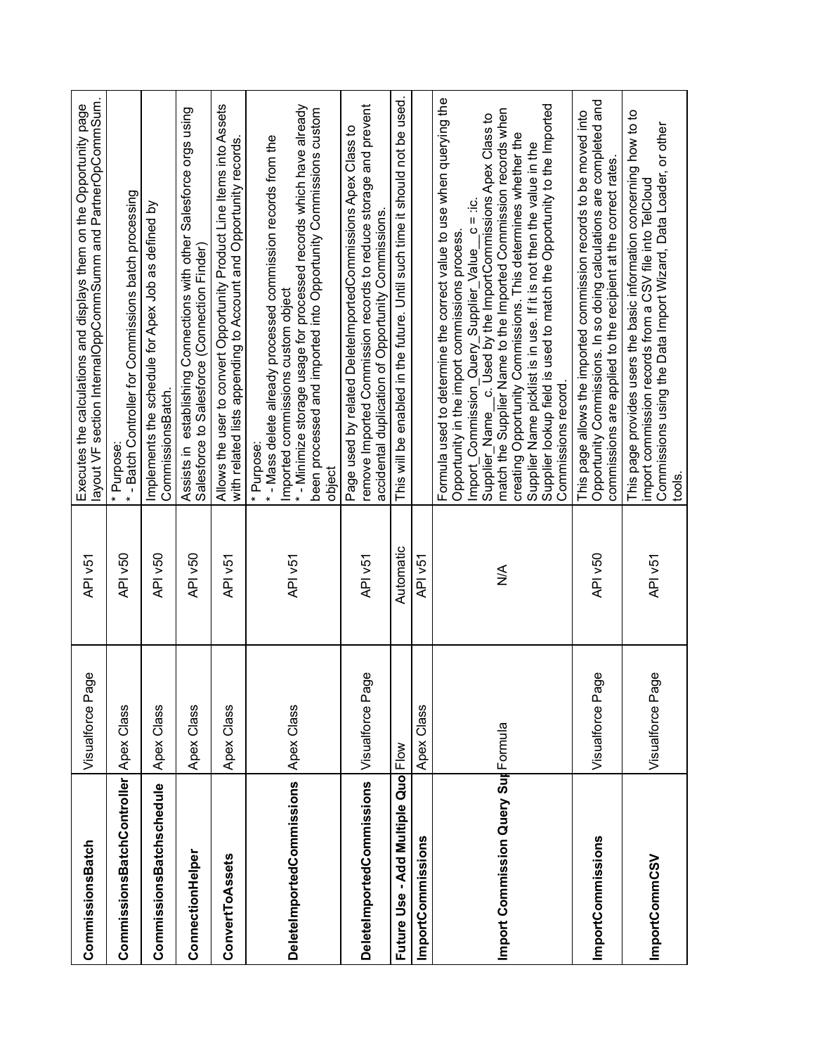| | | | |
|---|---|---|---|
| **CommissionsBatch** | Visualforce Page | API v51 | Executes the calculations and displays them on the Opportunity page layout VF section InternalOppCommSumm and PartnerOpCommSum. |
| **CommissionsBatchController** | Apex Class | API v50 | * Purpose:<br>* - Batch Controller for Commissions batch processing |
| **CommissionsBatchschedule** | Apex Class | API v50 | Implements the schedule for Apex Job as defined by CommissionsBatch. |
| **ConnectionHelper** | Apex Class | API v50 | Assists in establishing Connections with other Salesforce orgs using Salesforce to Salesforce (Connection Finder) |
| **ConvertToAssets** | Apex Class | API v51 | Allows the user to convert Opportunity Product Line Items into Assets with related lists appending to Account and Opportunity records. |
| **DeleteImportedCommissions** | Apex Class | API v51 | * Purpose:<br>* - Mass delete already processed commission records from the Imported commissions custom object<br>* - Minimize storage usage for processed records which have already been processed and imported into Opportunity Commissions custom object |
| **DeleteImportedCommissions** | Visualforce Page | API v51 | Page used by related DeleteImportedCommissions Apex Class to remove Imported Commission records to reduce storage and prevent accidental duplication of Opportunity Commissions. |
| **Future Use - Add Multiple Quo** | Flow | Automatic | This will be enabled in the future. Until such time it should not be used. |
| **ImportCommissions** | Apex Class | API v51 | |
| **Import Commission Query Sup** | Formula | N/A | Formula used to determine the correct value to use when querying the Opportunity in the import commissions process.<br>Import_Commission_Query_Supplier_Value__c = :ic.Supplier_Name__c. Used by the ImportCommissions Apex Class to match the Supplier Name to the Imported Commission records when creating Opportunity Commissions. This determines whether the Supplier Name picklist is in use. If it is not then the value in the Supplier lookup field is used to match the Opportunity to the Imported Commissions record. |
| **ImportCommissions** | Visualforce Page | API v50 | This page allows the imported commission records to be moved into Opportunity Commissions. In so doing calculations are completed and commissions are applied to the recipient at the correct rates. |
| **ImportCommCSV** | Visualforce Page | API v51 | This page provides users the basic information concerning how to to import commission records from a CSV file into TelCloud Commissions using the Data Import Wizard, Data Loader, or other tools. |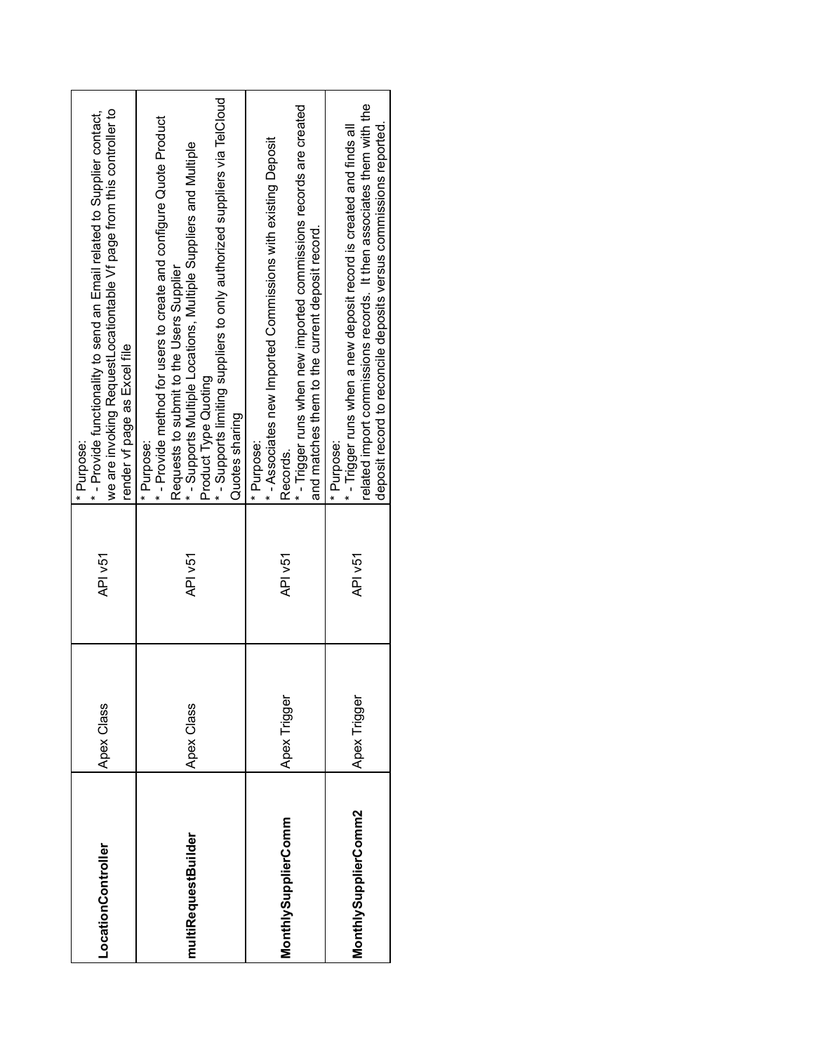| | | | |
|---|---|---|---|
| **LocationController** | Apex Class | API v51 | * Purpose:<br>* - Provide functionality to send an Email related to Supplier contact, we are invoking RequestLocationtable Vf page from this controller to render vf page as Excel file |
| **multiRequestBuilder** | Apex Class | API v51 | * Purpose:<br>* - Provide method for users to create and configure Quote Product Requests to submit to the Users Supplier<br>* - Supports Multiple Locations, Multiple Suppliers and Multiple Product Type Quoting<br>* - Supports limiting suppliers to only authorized suppliers via TelCloud Quotes sharing |
| **MonthlySupplierComm** | Apex Trigger | API v51 | * Purpose:<br>* - Associates new Imported Commissions with existing Deposit Records.<br>* - Trigger runs when new imported commissions records are created and matches them to the current deposit record. |
| **MonthlySupplierComm2** | Apex Trigger | API v51 | * Purpose:<br>* - Trigger runs when a new deposit record is created and finds all related import commissions records. It then associates them with the deposit record to reconcile deposits versus commissions reported. |